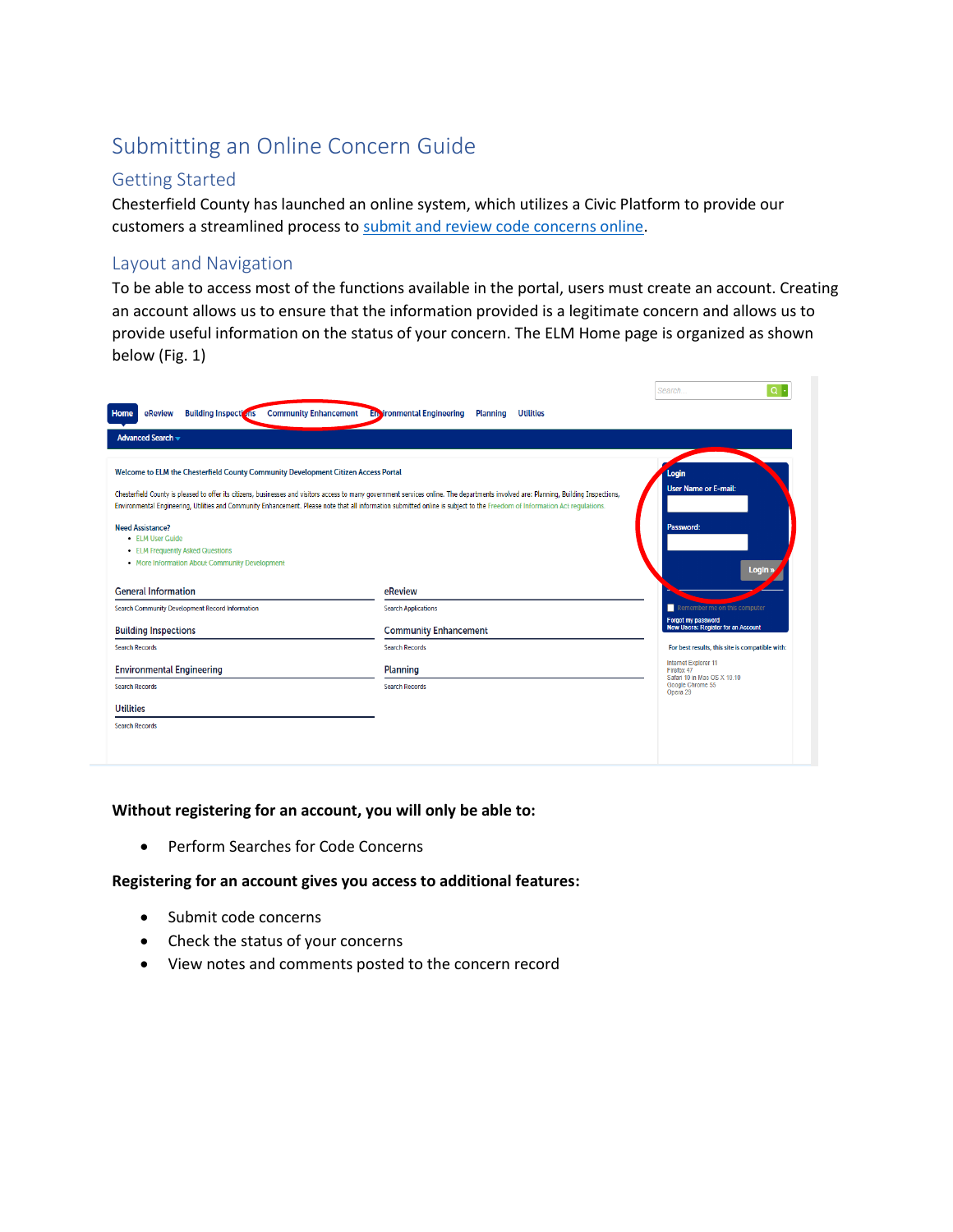# Submitting an Online Concern Guide

## Getting Started

Chesterfield County has launched an online system, which utilizes a Civic Platform to provide our customers a streamlined process to submit and review code concerns online.

## Layout and Navigation

To be able to access most of the functions available in the portal, users must create an account. Creating an account allows us to ensure that the information provided is a legitimate concern and allows us to provide useful information on the status of your concern. The ELM Home page is organized as shown below (Fig. 1)

**Without registering for an account, you will only be able to:**

- Perform Searches for Code Concerns

**Registering for an account gives you access to additional features:**

- Submit code concerns
- Check the status of your concerns
- View notes and comments posted to the concern record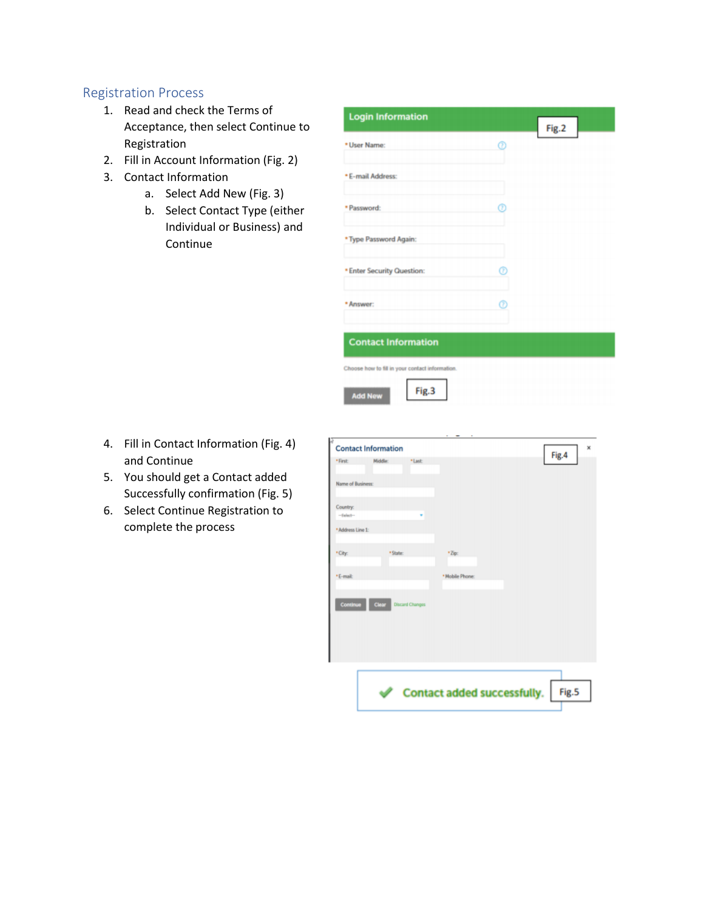## Registration Process

1. Read and check the Terms of Acceptance, then select Continue to Registration
2. Fill in Account Information (Fig. 2)
3. Contact Information
    a. Select Add New (Fig. 3)
    b. Select Contact Type (either Individual or Business) and Continue
4. Fill in Contact Information (Fig. 4) and Continue
5. You should get a Contact added Successfully confirmation (Fig. 5)
6. Select Continue Registration to complete the process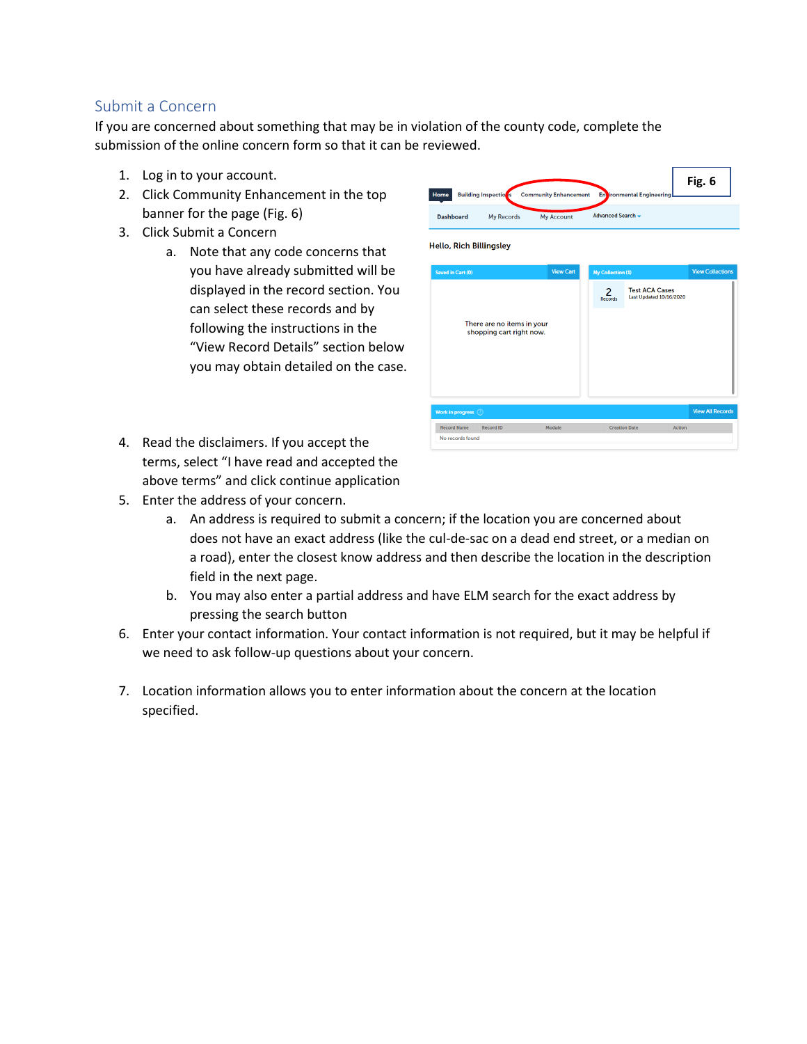## Submit a Concern

If you are concerned about something that may be in violation of the county code, complete the submission of the online concern form so that it can be reviewed.

1. Log in to your account.
2. Click Community Enhancement in the top banner for the page (Fig. 6)
3. Click Submit a Concern
    a. Note that any code concerns that you have already submitted will be displayed in the record section. You can select these records and by following the instructions in the "View Record Details" section below you may obtain detailed on the case.
4. Read the disclaimers. If you accept the terms, select "I have read and accepted the above terms" and click continue application
5. Enter the address of your concern.
    a. An address is required to submit a concern; if the location you are concerned about does not have an exact address (like the cul-de-sac on a dead end street, or a median on a road), enter the closest know address and then describe the location in the description field in the next page.
    b. You may also enter a partial address and have ELM search for the exact address by pressing the search button
6. Enter your contact information. Your contact information is not required, but it may be helpful if we need to ask follow-up questions about your concern.
7. Location information allows you to enter information about the concern at the location specified.

Fig. 6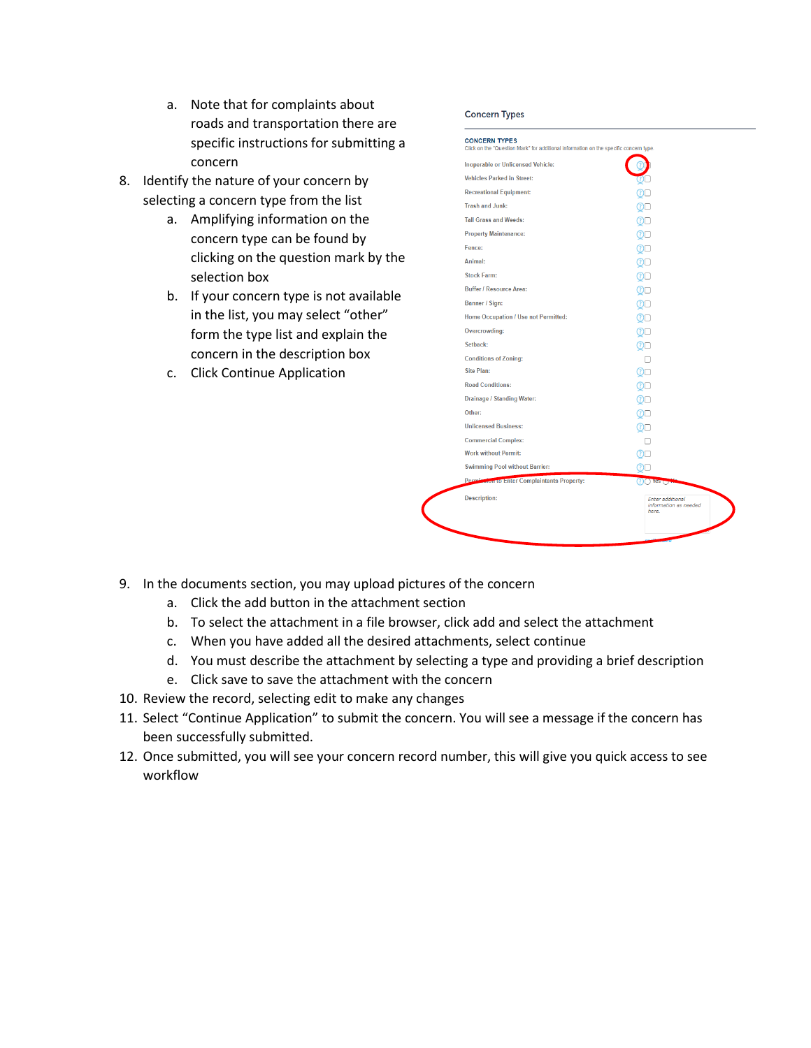a. Note that for complaints about roads and transportation there are specific instructions for submitting a concern

8. Identify the nature of your concern by selecting a concern type from the list
   a. Amplifying information on the concern type can be found by clicking on the question mark by the selection box
   b. If your concern type is not available in the list, you may select "other" form the type list and explain the concern in the description box
   c. Click Continue Application

9. In the documents section, you may upload pictures of the concern
   a. Click the add button in the attachment section
   b. To select the attachment in a file browser, click add and select the attachment
   c. When you have added all the desired attachments, select continue
   d. You must describe the attachment by selecting a type and providing a brief description
   e. Click save to save the attachment with the concern

10. Review the record, selecting edit to make any changes

11. Select "Continue Application" to submit the concern. You will see a message if the concern has been successfully submitted.

12. Once submitted, you will see your concern record number, this will give you quick access to see workflow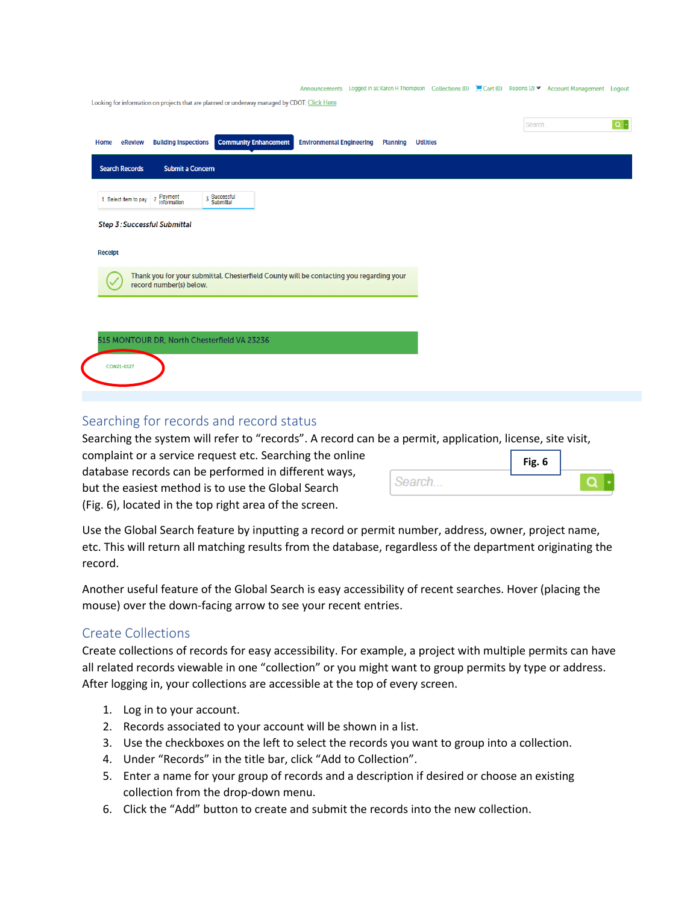Announcements   Logged in as: Karen H Thompson   Collections (0)   Cart (0)   Reports (2)   Account Management   Logout

Looking for information on projects that are planned or underway managed by CDOT: Click Here

Search

Home   eReview   Building Inspections   Community Enhancement   Environmental Engineering   Planning   Utilities

Search Records   Submit a Concern

1 Select item to pay   2 Payment Information   3 Successful Submittal

*Step 3: Successful Submittal*

**Receipt**

Thank you for your submittal. Chesterfield County will be contacting you regarding your record number(s) below.

515 MONTOUR DR, North Chesterfield VA 23236

CON21-0127

## Searching for records and record status

Searching the system will refer to "records". A record can be a permit, application, license, site visit, complaint or a service request etc. Searching the online database records can be performed in different ways, but the easiest method is to use the Global Search (Fig. 6), located in the top right area of the screen.

**Fig. 6**

Search...

Use the Global Search feature by inputting a record or permit number, address, owner, project name, etc. This will return all matching results from the database, regardless of the department originating the record.

Another useful feature of the Global Search is easy accessibility of recent searches. Hover (placing the mouse) over the down-facing arrow to see your recent entries.

## Create Collections

Create collections of records for easy accessibility. For example, a project with multiple permits can have all related records viewable in one "collection" or you might want to group permits by type or address. After logging in, your collections are accessible at the top of every screen.

1. Log in to your account.
2. Records associated to your account will be shown in a list.
3. Use the checkboxes on the left to select the records you want to group into a collection.
4. Under "Records" in the title bar, click "Add to Collection".
5. Enter a name for your group of records and a description if desired or choose an existing collection from the drop-down menu.
6. Click the "Add" button to create and submit the records into the new collection.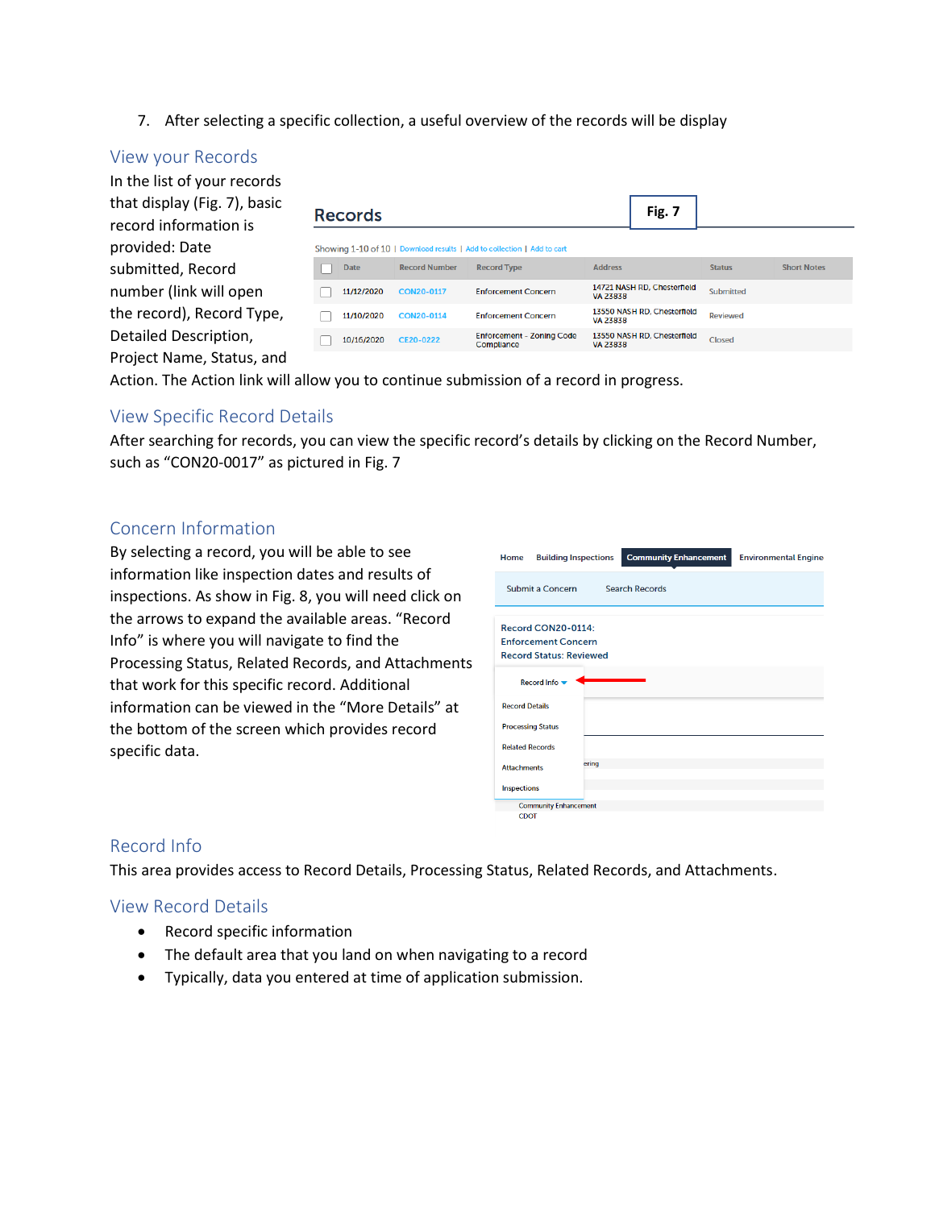7. After selecting a specific collection, a useful overview of the records will be display

## View your Records

In the list of your records that display (Fig. 7), basic record information is provided: Date submitted, Record number (link will open the record), Record Type, Detailed Description, Project Name, Status, and Action. The Action link will allow you to continue submission of a record in progress.

**Fig. 7**

**Records**

Showing 1-10 of 10 | Download results | Add to collection | Add to cart

| | Date | Record Number | Record Type | Address | Status | Short Notes |
|---|---|---|---|---|---|---|
| | 11/12/2020 | CON20-0117 | Enforcement Concern | 14721 NASH RD, Chesterfield VA 23838 | Submitted | |
| | 11/10/2020 | CON20-0114 | Enforcement Concern | 13550 NASH RD, Chesterfield VA 23838 | Reviewed | |
| | 10/16/2020 | CE20-0222 | Enforcement - Zoning Code Compliance | 13550 NASH RD, Chesterfield VA 23838 | Closed | |

## View Specific Record Details

After searching for records, you can view the specific record's details by clicking on the Record Number, such as "CON20-0017" as pictured in Fig. 7

## Concern Information

By selecting a record, you will be able to see information like inspection dates and results of inspections. As show in Fig. 8, you will need click on the arrows to expand the available areas. "Record Info" is where you will navigate to find the Processing Status, Related Records, and Attachments that work for this specific record. Additional information can be viewed in the "More Details" at the bottom of the screen which provides record specific data.

Home | Building Inspections | Community Enhancement | Environmental Engine

Submit a Concern | Search Records

Record CON20-0114:
Enforcement Concern
Record Status: Reviewed

Record Info

- Record Details
- Processing Status
- Related Records
- Attachments
- Inspections

Community Enhancement
CDOT

## Record Info

This area provides access to Record Details, Processing Status, Related Records, and Attachments.

## View Record Details

- Record specific information
- The default area that you land on when navigating to a record
- Typically, data you entered at time of application submission.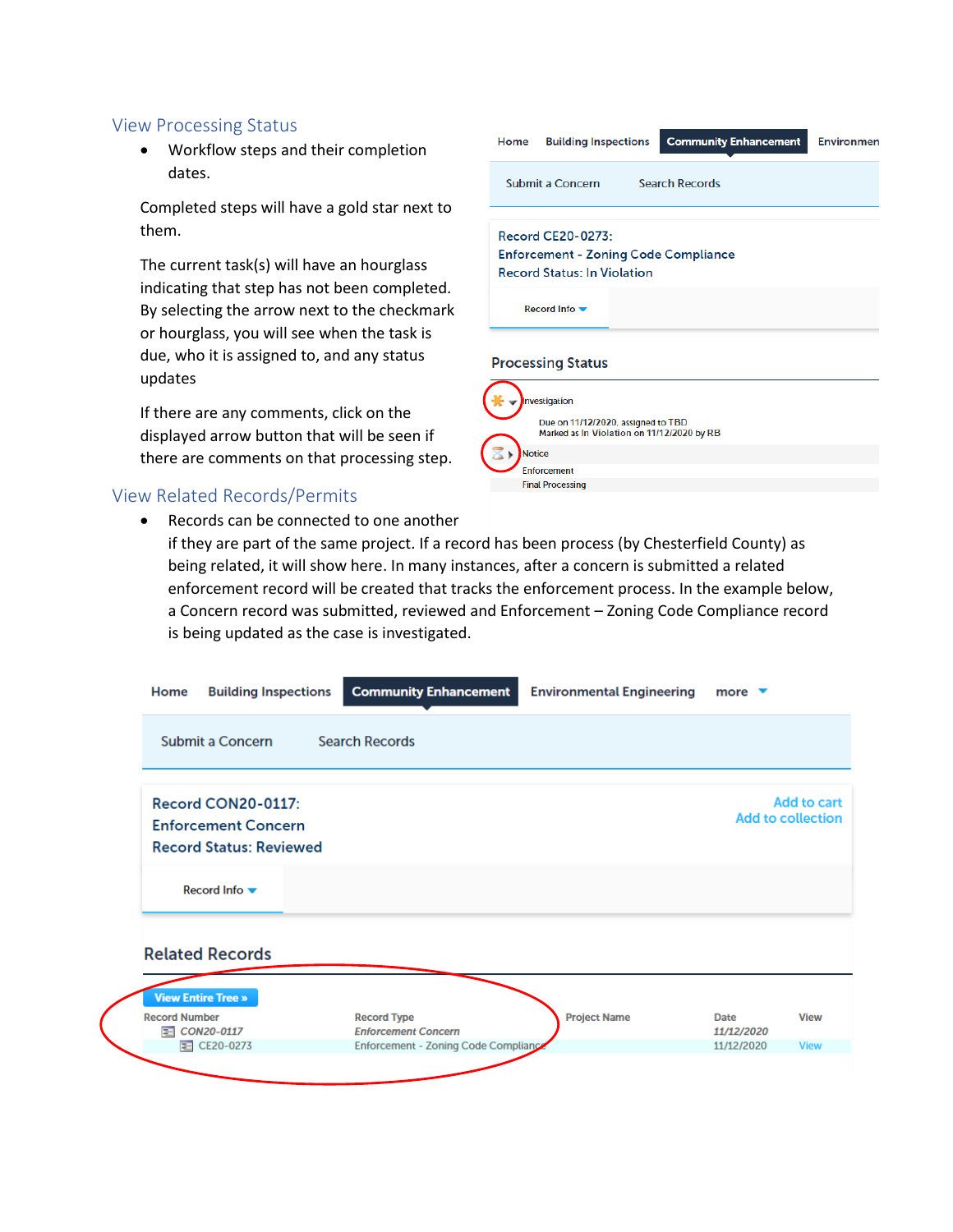## View Processing Status

- Workflow steps and their completion dates.

Completed steps will have a gold star next to them.

The current task(s) will have an hourglass indicating that step has not been completed. By selecting the arrow next to the checkmark or hourglass, you will see when the task is due, who it is assigned to, and any status updates

If there are any comments, click on the displayed arrow button that will be seen if there are comments on that processing step.

Home | Building Inspections | Community Enhancement | Environmen

Submit a Concern | Search Records

Record CE20-0273:
Enforcement - Zoning Code Compliance
Record Status: In Violation

Record Info

Processing Status

Investigation

Due on 11/12/2020, assigned to TBD
Marked as In Violation on 11/12/2020 by RB

Notice

Enforcement

Final Processing

## View Related Records/Permits

- Records can be connected to one another if they are part of the same project. If a record has been process (by Chesterfield County) as being related, it will show here. In many instances, after a concern is submitted a related enforcement record will be created that tracks the enforcement process. In the example below, a Concern record was submitted, reviewed and Enforcement – Zoning Code Compliance record is being updated as the case is investigated.

Home | Building Inspections | Community Enhancement | Environmental Engineering | more

Submit a Concern | Search Records

Record CON20-0117:
Enforcement Concern
Record Status: Reviewed

Add to cart
Add to collection

Record Info

Related Records

View Entire Tree »

| Record Number | Record Type | Project Name | Date | View |
|---|---|---|---|---|
| *CON20-0117* | *Enforcement Concern* | | *11/12/2020* | |
| CE20-0273 | Enforcement - Zoning Code Compliance | | 11/12/2020 | View |